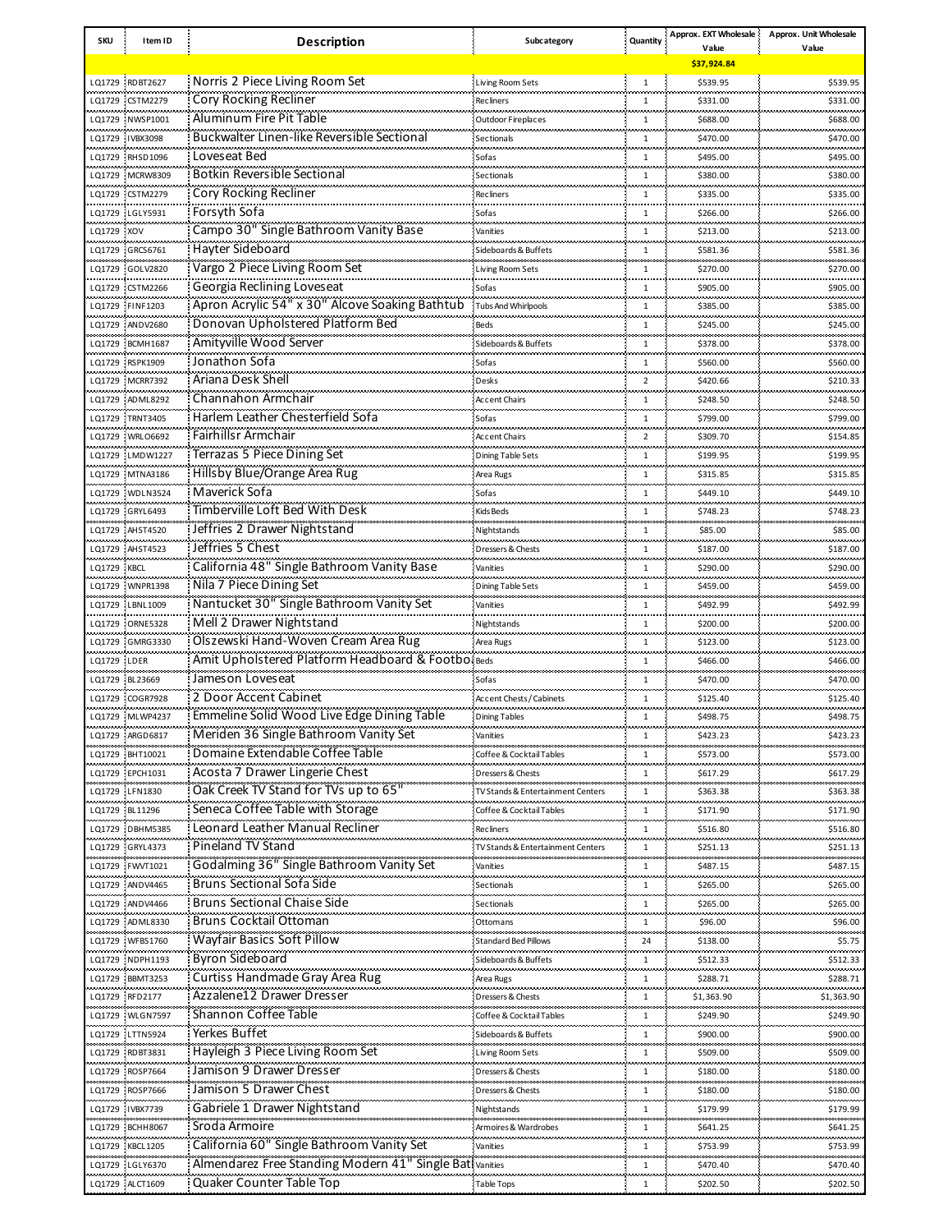| SKU | Item ID | Description | Subcategory | Quantity | Approx. EXT Wholesale Value | Approx. Unit Wholesale Value |
|---|---|---|---|---|---|---|
| | | | | | $37,924.84 | |
| LQ1729 | RDBT2627 | Norris 2 Piece Living Room Set | Living Room Sets | 1 | $539.95 | $539.95 |
| LQ1729 | CSTM2279 | Cory Rocking Recliner | Recliners | 1 | $331.00 | $331.00 |
| LQ1729 | NWSP1001 | Aluminum Fire Pit Table | Outdoor Fireplaces | 1 | $688.00 | $688.00 |
| LQ1729 | IVBX3098 | Buckwalter Linen-like Reversible Sectional | Sectionals | 1 | $470.00 | $470.00 |
| LQ1729 | RHSD1096 | Loveseat Bed | Sofas | 1 | $495.00 | $495.00 |
| LQ1729 | MCRW8309 | Botkin Reversible Sectional | Sectionals | 1 | $380.00 | $380.00 |
| LQ1729 | CSTM2279 | Cory Rocking Recliner | Recliners | 1 | $335.00 | $335.00 |
| LQ1729 | LGLY5931 | Forsyth Sofa | Sofas | 1 | $266.00 | $266.00 |
| LQ1729 | XOV | Campo 30" Single Bathroom Vanity Base | Vanities | 1 | $213.00 | $213.00 |
| LQ1729 | GRCS6761 | Hayter Sideboard | Sideboards & Buffets | 1 | $581.36 | $581.36 |
| LQ1729 | GOLV2820 | Vargo 2 Piece Living Room Set | Living Room Sets | 1 | $270.00 | $270.00 |
| LQ1729 | CSTM2266 | Georgia Reclining Loveseat | Sofas | 1 | $905.00 | $905.00 |
| LQ1729 | FINF1203 | Apron Acrylic 54" x 30" Alcove Soaking Bathtub | Tubs And Whirlpools | 1 | $385.00 | $385.00 |
| LQ1729 | ANDV2680 | Donovan Upholstered Platform Bed | Beds | 1 | $245.00 | $245.00 |
| LQ1729 | BCMH1687 | Amityville Wood Server | Sideboards & Buffets | 1 | $378.00 | $378.00 |
| LQ1729 | RSPK1909 | Jonathon Sofa | Sofas | 1 | $560.00 | $560.00 |
| LQ1729 | MCRR7392 | Ariana Desk Shell | Desks | 2 | $420.66 | $210.33 |
| LQ1729 | ADML8292 | Channahon Armchair | Accent Chairs | 1 | $248.50 | $248.50 |
| LQ1729 | TRNT3405 | Harlem Leather Chesterfield Sofa | Sofas | 1 | $799.00 | $799.00 |
| LQ1729 | WRLO6692 | Fairhillsr Armchair | Accent Chairs | 2 | $309.70 | $154.85 |
| LQ1729 | LMDW1227 | Terrazas 5 Piece Dining Set | Dining Table Sets | 1 | $199.95 | $199.95 |
| LQ1729 | MTNA3186 | Hillsby Blue/Orange Area Rug | Area Rugs | 1 | $315.85 | $315.85 |
| LQ1729 | WDLN3524 | Maverick Sofa | Sofas | 1 | $449.10 | $449.10 |
| LQ1729 | GRYL6493 | Timberville Loft Bed With Desk | Kids Beds | 1 | $748.23 | $748.23 |
| LQ1729 | AHST4520 | Jeffries 2 Drawer Nightstand | Nightstands | 1 | $85.00 | $85.00 |
| LQ1729 | AHST4523 | Jeffries 5 Chest | Dressers & Chests | 1 | $187.00 | $187.00 |
| LQ1729 | KBCL | California 48" Single Bathroom Vanity Base | Vanities | 1 | $290.00 | $290.00 |
| LQ1729 | WNPR1398 | Nila 7 Piece Dining Set | Dining Table Sets | 1 | $459.00 | $459.00 |
| LQ1729 | LBNL1009 | Nantucket 30" Single Bathroom Vanity Set | Vanities | 1 | $492.99 | $492.99 |
| LQ1729 | ORNE5328 | Mell 2 Drawer Nightstand | Nightstands | 1 | $200.00 | $200.00 |
| LQ1729 | GMRG3330 | Olszewski Hand-Woven Cream Area Rug | Area Rugs | 1 | $123.00 | $123.00 |
| LQ1729 | LDER | Amit Upholstered Platform Headboard & Footbo | Beds | 1 | $466.00 | $466.00 |
| LQ1729 | BL23669 | Jameson Loveseat | Sofas | 1 | $470.00 | $470.00 |
| LQ1729 | COGR7928 | 2 Door Accent Cabinet | Accent Chests / Cabinets | 1 | $125.40 | $125.40 |
| LQ1729 | MLWP4237 | Emmeline Solid Wood Live Edge Dining Table | Dining Tables | 1 | $498.75 | $498.75 |
| LQ1729 | ARGD6817 | Meriden 36 Single Bathroom Vanity Set | Vanities | 1 | $423.23 | $423.23 |
| LQ1729 | BHT10021 | Domaine Extendable Coffee Table | Coffee & Cocktail Tables | 1 | $573.00 | $573.00 |
| LQ1729 | EPCH1031 | Acosta 7 Drawer Lingerie Chest | Dressers & Chests | 1 | $617.29 | $617.29 |
| LQ1729 | LFN1830 | Oak Creek TV Stand for TVs up to 65" | TV Stands & Entertainment Centers | 1 | $363.38 | $363.38 |
| LQ1729 | BL11296 | Seneca Coffee Table with Storage | Coffee & Cocktail Tables | 1 | $171.90 | $171.90 |
| LQ1729 | DBHM5385 | Leonard Leather Manual Recliner | Recliners | 1 | $516.80 | $516.80 |
| LQ1729 | GRYL4373 | Pineland TV Stand | TV Stands & Entertainment Centers | 1 | $251.13 | $251.13 |
| LQ1729 | FWVT1021 | Godalming 36" Single Bathroom Vanity Set | Vanities | 1 | $487.15 | $487.15 |
| LQ1729 | ANDV4465 | Bruns Sectional Sofa Side | Sectionals | 1 | $265.00 | $265.00 |
| LQ1729 | ANDV4466 | Bruns Sectional Chaise Side | Sectionals | 1 | $265.00 | $265.00 |
| LQ1729 | ADML8330 | Bruns Cocktail Ottoman | Ottomans | 1 | $96.00 | $96.00 |
| LQ1729 | WFBS1760 | Wayfair Basics Soft Pillow | Standard Bed Pillows | 24 | $138.00 | $5.75 |
| LQ1729 | NDPH1193 | Byron Sideboard | Sideboards & Buffets | 1 | $512.33 | $512.33 |
| LQ1729 | BBMT3253 | Curtiss Handmade Gray Area Rug | Area Rugs | 1 | $288.71 | $288.71 |
| LQ1729 | RFD2177 | Azzalene12 Drawer Dresser | Dressers & Chests | 1 | $1,363.90 | $1,363.90 |
| LQ1729 | WLGN7597 | Shannon Coffee Table | Coffee & Cocktail Tables | 1 | $249.90 | $249.90 |
| LQ1729 | LTTN5924 | Yerkes Buffet | Sideboards & Buffets | 1 | $900.00 | $900.00 |
| LQ1729 | RDBT3831 | Hayleigh 3 Piece Living Room Set | Living Room Sets | 1 | $509.00 | $509.00 |
| LQ1729 | ROSP7664 | Jamison 9 Drawer Dresser | Dressers & Chests | 1 | $180.00 | $180.00 |
| LQ1729 | ROSP7666 | Jamison 5 Drawer Chest | Dressers & Chests | 1 | $180.00 | $180.00 |
| LQ1729 | IVBX7739 | Gabriele 1 Drawer Nightstand | Nightstands | 1 | $179.99 | $179.99 |
| LQ1729 | BCHH8067 | Sroda Armoire | Armoires & Wardrobes | 1 | $641.25 | $641.25 |
| LQ1729 | KBCL1205 | California 60" Single Bathroom Vanity Set | Vanities | 1 | $753.99 | $753.99 |
| LQ1729 | LGLY6370 | Almendarez Free Standing Modern 41" Single Bat | Vanities | 1 | $470.40 | $470.40 |
| LQ1729 | ALCT1609 | Quaker Counter Table Top | Table Tops | 1 | $202.50 | $202.50 |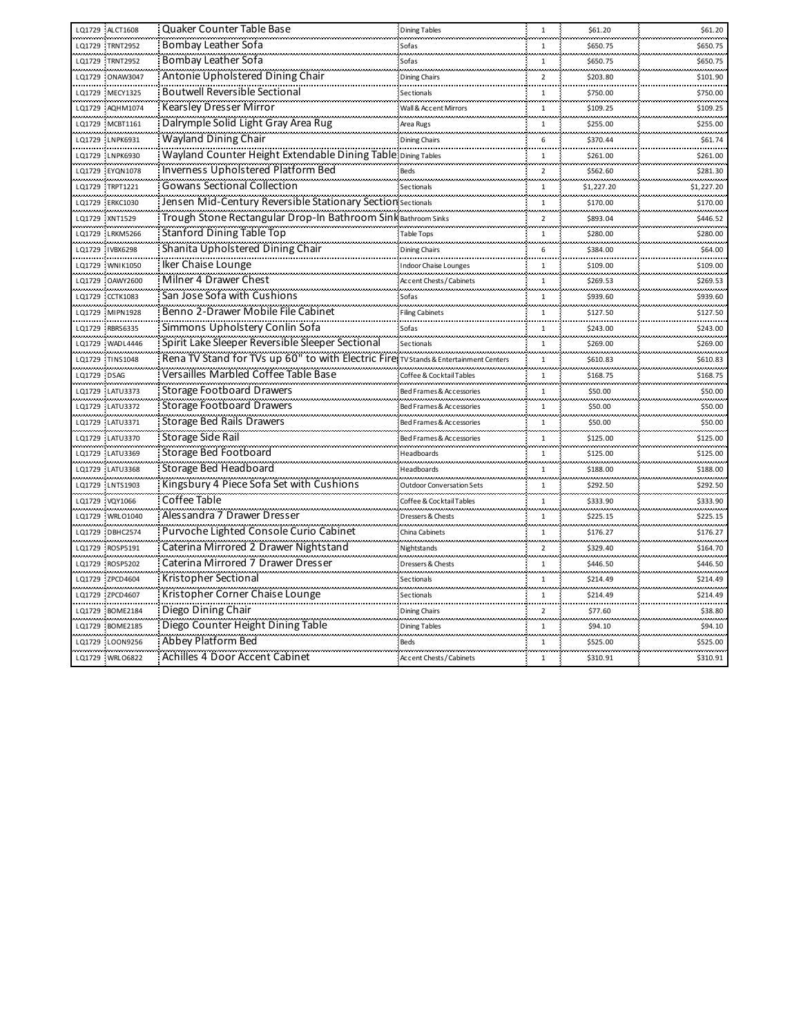| | | | | | | |
|---|---|---|---|---|---|---|
| LQ1729 | ALCT1608 | Quaker Counter Table Base | Dining Tables | 1 | $61.20 | $61.20 |
| LQ1729 | TRNT2952 | Bombay Leather Sofa | Sofas | 1 | $650.75 | $650.75 |
| LQ1729 | TRNT2952 | Bombay Leather Sofa | Sofas | 1 | $650.75 | $650.75 |
| LQ1729 | ONAW3047 | Antonie Upholstered Dining Chair | Dining Chairs | 2 | $203.80 | $101.90 |
| LQ1729 | MECY1325 | Boutwell Reversible Sectional | Sectionals | 1 | $750.00 | $750.00 |
| LQ1729 | AQHM1074 | Kearsley Dresser Mirror | Wall & Accent Mirrors | 1 | $109.25 | $109.25 |
| LQ1729 | MCBT1161 | Dalrymple Solid Light Gray Area Rug | Area Rugs | 1 | $255.00 | $255.00 |
| LQ1729 | LNPK6931 | Wayland Dining Chair | Dining Chairs | 6 | $370.44 | $61.74 |
| LQ1729 | LNPK6930 | Wayland Counter Height Extendable Dining Table | Dining Tables | 1 | $261.00 | $261.00 |
| LQ1729 | EYQN1078 | Inverness Upholstered Platform Bed | Beds | 2 | $562.60 | $281.30 |
| LQ1729 | TRPT1221 | Gowans Sectional Collection | Sectionals | 1 | $1,227.20 | $1,227.20 |
| LQ1729 | ERKC1030 | Jensen Mid-Century Reversible Stationary Section | Sectionals | 1 | $170.00 | $170.00 |
| LQ1729 | XNT1529 | Trough Stone Rectangular Drop-In Bathroom Sink | Bathroom Sinks | 2 | $893.04 | $446.52 |
| LQ1729 | LRKM5266 | Stanford Dining Table Top | Table Tops | 1 | $280.00 | $280.00 |
| LQ1729 | IVBX6298 | Shanita Upholstered Dining Chair | Dining Chairs | 6 | $384.00 | $64.00 |
| LQ1729 | WNIK1050 | Iker Chaise Lounge | Indoor Chaise Lounges | 1 | $109.00 | $109.00 |
| LQ1729 | OAWY2600 | Milner 4 Drawer Chest | Accent Chests / Cabinets | 1 | $269.53 | $269.53 |
| LQ1729 | CCTK1083 | San Jose Sofa with Cushions | Sofas | 1 | $939.60 | $939.60 |
| LQ1729 | MIPN1928 | Benno 2-Drawer Mobile File Cabinet | Filing Cabinets | 1 | $127.50 | $127.50 |
| LQ1729 | RBRS6335 | Simmons Upholstery Conlin Sofa | Sofas | 1 | $243.00 | $243.00 |
| LQ1729 | WADL4446 | Spirit Lake Sleeper Reversible Sleeper Sectional | Sectionals | 1 | $269.00 | $269.00 |
| LQ1729 | TINS1048 | Rena TV Stand for TVs up 60" to with Electric Fire | TV Stands & Entertainment Centers | 1 | $610.83 | $610.83 |
| LQ1729 | DSAG | Versailles Marbled Coffee Table Base | Coffee & Cocktail Tables | 1 | $168.75 | $168.75 |
| LQ1729 | LATU3373 | Storage Footboard Drawers | Bed Frames & Accessories | 1 | $50.00 | $50.00 |
| LQ1729 | LATU3372 | Storage Footboard Drawers | Bed Frames & Accessories | 1 | $50.00 | $50.00 |
| LQ1729 | LATU3371 | Storage Bed Rails Drawers | Bed Frames & Accessories | 1 | $50.00 | $50.00 |
| LQ1729 | LATU3370 | Storage Side Rail | Bed Frames & Accessories | 1 | $125.00 | $125.00 |
| LQ1729 | LATU3369 | Storage Bed Footboard | Headboards | 1 | $125.00 | $125.00 |
| LQ1729 | LATU3368 | Storage Bed Headboard | Headboards | 1 | $188.00 | $188.00 |
| LQ1729 | LNTS1903 | Kingsbury 4 Piece Sofa Set with Cushions | Outdoor Conversation Sets | 1 | $292.50 | $292.50 |
| LQ1729 | VQY1066 | Coffee Table | Coffee & Cocktail Tables | 1 | $333.90 | $333.90 |
| LQ1729 | WRLO1040 | Alessandra 7 Drawer Dresser | Dressers & Chests | 1 | $225.15 | $225.15 |
| LQ1729 | DBHC2574 | Purvoche Lighted Console Curio Cabinet | China Cabinets | 1 | $176.27 | $176.27 |
| LQ1729 | ROSP5191 | Caterina Mirrored 2 Drawer Nightstand | Nightstands | 2 | $329.40 | $164.70 |
| LQ1729 | ROSP5202 | Caterina Mirrored 7 Drawer Dresser | Dressers & Chests | 1 | $446.50 | $446.50 |
| LQ1729 | ZPCD4604 | Kristopher Sectional | Sectionals | 1 | $214.49 | $214.49 |
| LQ1729 | ZPCD4607 | Kristopher Corner Chaise Lounge | Sectionals | 1 | $214.49 | $214.49 |
| LQ1729 | BOME2184 | Diego Dining Chair | Dining Chairs | 2 | $77.60 | $38.80 |
| LQ1729 | BOME2185 | Diego Counter Height Dining Table | Dining Tables | 1 | $94.10 | $94.10 |
| LQ1729 | LOON9256 | Abbey Platform Bed | Beds | 1 | $525.00 | $525.00 |
| LQ1729 | WRLO6822 | Achilles 4 Door Accent Cabinet | Accent Chests / Cabinets | 1 | $310.91 | $310.91 |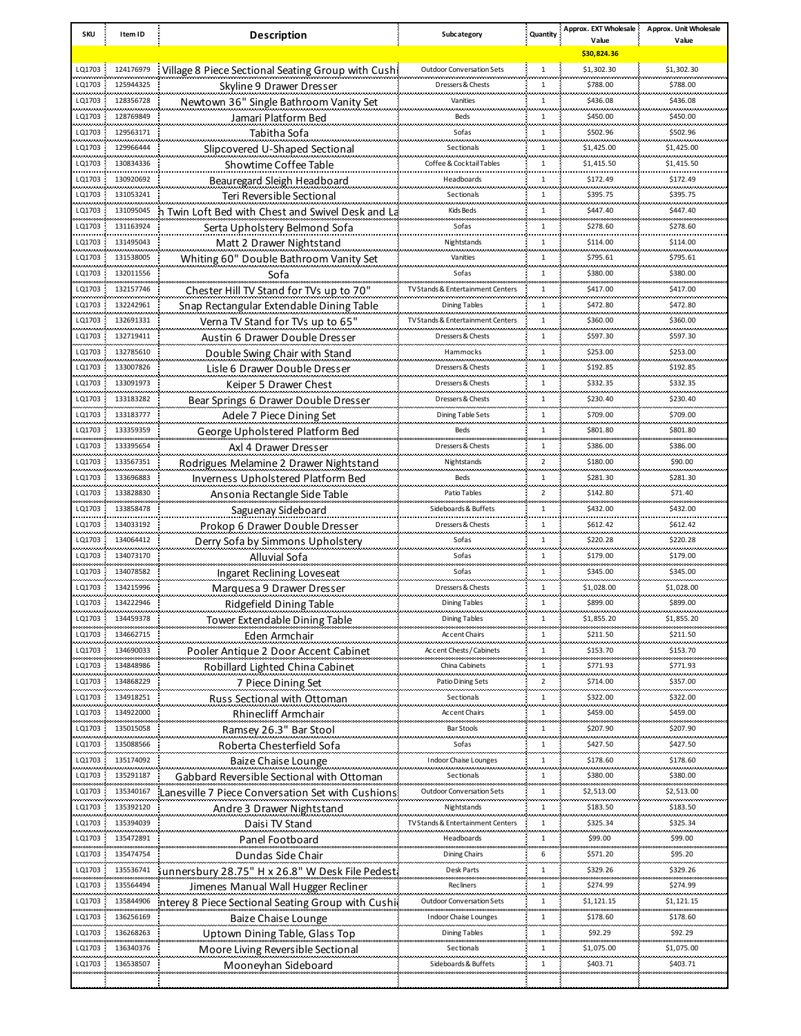| SKU | Item ID | Description | Subcategory | Quantity | Approx. EXT Wholesale Value | Approx. Unit Wholesale Value |
|---|---|---|---|---|---|---|
| | | | | | $30,824.36 | |
| LQ1703 | 124176979 | Village 8 Piece Sectional Seating Group with Cushi | Outdoor Conversation Sets | 1 | $1,302.30 | $1,302.30 |
| LQ1703 | 125944325 | Skyline 9 Drawer Dresser | Dressers & Chests | 1 | $788.00 | $788.00 |
| LQ1703 | 128356728 | Newtown 36" Single Bathroom Vanity Set | Vanities | 1 | $436.08 | $436.08 |
| LQ1703 | 128769849 | Jamari Platform Bed | Beds | 1 | $450.00 | $450.00 |
| LQ1703 | 129563171 | Tabitha Sofa | Sofas | 1 | $502.96 | $502.96 |
| LQ1703 | 129966444 | Slipcovered U-Shaped Sectional | Sectionals | 1 | $1,425.00 | $1,425.00 |
| LQ1703 | 130834336 | Showtime Coffee Table | Coffee & Cocktail Tables | 1 | $1,415.50 | $1,415.50 |
| LQ1703 | 130920692 | Beauregard Sleigh Headboard | Headboards | 1 | $172.49 | $172.49 |
| LQ1703 | 131053241 | Teri Reversible Sectional | Sectionals | 1 | $395.75 | $395.75 |
| LQ1703 | 131095045 | h Twin Loft Bed with Chest and Swivel Desk and La | Kids Beds | 1 | $447.40 | $447.40 |
| LQ1703 | 131163924 | Serta Upholstery Belmond Sofa | Sofas | 1 | $278.60 | $278.60 |
| LQ1703 | 131495043 | Matt 2 Drawer Nightstand | Nightstands | 1 | $114.00 | $114.00 |
| LQ1703 | 131538005 | Whiting 60" Double Bathroom Vanity Set | Vanities | 1 | $795.61 | $795.61 |
| LQ1703 | 132011556 | Sofa | Sofas | 1 | $380.00 | $380.00 |
| LQ1703 | 132157746 | Chester Hill TV Stand for TVs up to 70" | TV Stands & Entertainment Centers | 1 | $417.00 | $417.00 |
| LQ1703 | 132242961 | Snap Rectangular Extendable Dining Table | Dining Tables | 1 | $472.80 | $472.80 |
| LQ1703 | 132691331 | Verna TV Stand for TVs up to 65" | TV Stands & Entertainment Centers | 1 | $360.00 | $360.00 |
| LQ1703 | 132719411 | Austin 6 Drawer Double Dresser | Dressers & Chests | 1 | $597.30 | $597.30 |
| LQ1703 | 132785610 | Double Swing Chair with Stand | Hammocks | 1 | $253.00 | $253.00 |
| LQ1703 | 133007826 | Lisle 6 Drawer Double Dresser | Dressers & Chests | 1 | $192.85 | $192.85 |
| LQ1703 | 133091973 | Keiper 5 Drawer Chest | Dressers & Chests | 1 | $332.35 | $332.35 |
| LQ1703 | 133183282 | Bear Springs 6 Drawer Double Dresser | Dressers & Chests | 1 | $230.40 | $230.40 |
| LQ1703 | 133183777 | Adele 7 Piece Dining Set | Dining Table Sets | 1 | $709.00 | $709.00 |
| LQ1703 | 133359359 | George Upholstered Platform Bed | Beds | 1 | $801.80 | $801.80 |
| LQ1703 | 133395654 | Axl 4 Drawer Dresser | Dressers & Chests | 1 | $386.00 | $386.00 |
| LQ1703 | 133567351 | Rodrigues Melamine 2 Drawer Nightstand | Nightstands | 2 | $180.00 | $90.00 |
| LQ1703 | 133696883 | Inverness Upholstered Platform Bed | Beds | 1 | $281.30 | $281.30 |
| LQ1703 | 133828830 | Ansonia Rectangle Side Table | Patio Tables | 2 | $142.80 | $71.40 |
| LQ1703 | 133858478 | Saguenay Sideboard | Sideboards & Buffets | 1 | $432.00 | $432.00 |
| LQ1703 | 134033192 | Prokop 6 Drawer Double Dresser | Dressers & Chests | 1 | $612.42 | $612.42 |
| LQ1703 | 134064412 | Derry Sofa by Simmons Upholstery | Sofas | 1 | $220.28 | $220.28 |
| LQ1703 | 134073170 | Alluvial Sofa | Sofas | 1 | $179.00 | $179.00 |
| LQ1703 | 134078582 | Ingaret Reclining Loveseat | Sofas | 1 | $345.00 | $345.00 |
| LQ1703 | 134215996 | Marquesa 9 Drawer Dresser | Dressers & Chests | 1 | $1,028.00 | $1,028.00 |
| LQ1703 | 134222946 | Ridgefield Dining Table | Dining Tables | 1 | $899.00 | $899.00 |
| LQ1703 | 134459378 | Tower Extendable Dining Table | Dining Tables | 1 | $1,855.20 | $1,855.20 |
| LQ1703 | 134662715 | Eden Armchair | Accent Chairs | 1 | $211.50 | $211.50 |
| LQ1703 | 134690033 | Pooler Antique 2 Door Accent Cabinet | Accent Chests / Cabinets | 1 | $153.70 | $153.70 |
| LQ1703 | 134848986 | Robillard Lighted China Cabinet | China Cabinets | 1 | $771.93 | $771.93 |
| LQ1703 | 134868229 | 7 Piece Dining Set | Patio Dining Sets | 2 | $714.00 | $357.00 |
| LQ1703 | 134918251 | Russ Sectional with Ottoman | Sectionals | 1 | $322.00 | $322.00 |
| LQ1703 | 134922000 | Rhinecliff Armchair | Accent Chairs | 1 | $459.00 | $459.00 |
| LQ1703 | 135015058 | Ramsey 26.3" Bar Stool | Bar Stools | 1 | $207.90 | $207.90 |
| LQ1703 | 135088566 | Roberta Chesterfield Sofa | Sofas | 1 | $427.50 | $427.50 |
| LQ1703 | 135174092 | Baize Chaise Lounge | Indoor Chaise Lounges | 1 | $178.60 | $178.60 |
| LQ1703 | 135291187 | Gabbard Reversible Sectional with Ottoman | Sectionals | 1 | $380.00 | $380.00 |
| LQ1703 | 135340167 | Lanesville 7 Piece Conversation Set with Cushions | Outdoor Conversation Sets | 1 | $2,513.00 | $2,513.00 |
| LQ1703 | 135392120 | Andre 3 Drawer Nightstand | Nightstands | 1 | $183.50 | $183.50 |
| LQ1703 | 135394039 | Daisi TV Stand | TV Stands & Entertainment Centers | 1 | $325.34 | $325.34 |
| LQ1703 | 135472891 | Panel Footboard | Headboards | 1 | $99.00 | $99.00 |
| LQ1703 | 135474754 | Dundas Side Chair | Dining Chairs | 6 | $571.20 | $95.20 |
| LQ1703 | 135536741 | iunnersbury 28.75" H x 26.8" W Desk File Pedest | Desk Parts | 1 | $329.26 | $329.26 |
| LQ1703 | 135564494 | Jimenes Manual Wall Hugger Recliner | Recliners | 1 | $274.99 | $274.99 |
| LQ1703 | 135844906 | nterey 8 Piece Sectional Seating Group with Cushi | Outdoor Conversation Sets | 1 | $1,121.15 | $1,121.15 |
| LQ1703 | 136256169 | Baize Chaise Lounge | Indoor Chaise Lounges | 1 | $178.60 | $178.60 |
| LQ1703 | 136268263 | Uptown Dining Table, Glass Top | Dining Tables | 1 | $92.29 | $92.29 |
| LQ1703 | 136340376 | Moore Living Reversible Sectional | Sectionals | 1 | $1,075.00 | $1,075.00 |
| LQ1703 | 136538507 | Mooneyhan Sideboard | Sideboards & Buffets | 1 | $403.71 | $403.71 |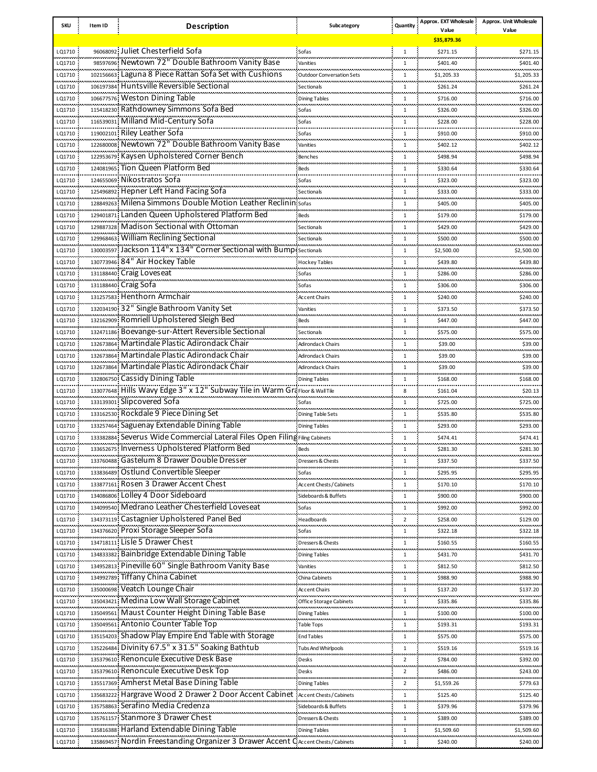| SKU | Item ID | Description | Subcategory | Quantity | Approx. EXT Wholesale Value | Approx. Unit Wholesale Value |
|---|---|---|---|---|---|---|
| | | | | | $35,879.36 | |
| LQ1710 | 96068092 | Juliet Chesterfield Sofa | Sofas | 1 | $271.15 | $271.15 |
| LQ1710 | 98597696 | Newtown 72" Double Bathroom Vanity Base | Vanities | 1 | $401.40 | $401.40 |
| LQ1710 | 102156663 | Laguna 8 Piece Rattan Sofa Set with Cushions | Outdoor Conversation Sets | 1 | $1,205.33 | $1,205.33 |
| LQ1710 | 106197384 | Huntsville Reversible Sectional | Sectionals | 1 | $261.24 | $261.24 |
| LQ1710 | 106677576 | Weston Dining Table | Dining Tables | 1 | $716.00 | $716.00 |
| LQ1710 | 115418230 | Rathdowney Simmons Sofa Bed | Sofas | 1 | $326.00 | $326.00 |
| LQ1710 | 116539031 | Milland Mid-Century Sofa | Sofas | 1 | $228.00 | $228.00 |
| LQ1710 | 119002101 | Riley Leather Sofa | Sofas | 1 | $910.00 | $910.00 |
| LQ1710 | 122680008 | Newtown 72" Double Bathroom Vanity Base | Vanities | 1 | $402.12 | $402.12 |
| LQ1710 | 122953679 | Kaysen Upholstered Corner Bench | Benches | 1 | $498.94 | $498.94 |
| LQ1710 | 124081965 | Tion Queen Platform Bed | Beds | 1 | $330.64 | $330.64 |
| LQ1710 | 124655069 | Nikostratos Sofa | Sofas | 1 | $323.00 | $323.00 |
| LQ1710 | 125496892 | Hepner Left Hand Facing Sofa | Sectionals | 1 | $333.00 | $333.00 |
| LQ1710 | 128849263 | Milena Simmons Double Motion Leather Reclinin | Sofas | 1 | $405.00 | $405.00 |
| LQ1710 | 129401871 | Landen Queen Upholstered Platform Bed | Beds | 1 | $179.00 | $179.00 |
| LQ1710 | 129887328 | Madison Sectional with Ottoman | Sectionals | 1 | $429.00 | $429.00 |
| LQ1710 | 129968463 | William Reclining Sectional | Sectionals | 1 | $500.00 | $500.00 |
| LQ1710 | 130003597 | Jackson 114"x134" Corner Sectional with Bump | Sectionals | 1 | $2,500.00 | $2,500.00 |
| LQ1710 | 130773946 | 84" Air Hockey Table | Hockey Tables | 1 | $439.80 | $439.80 |
| LQ1710 | 131188440 | Craig Loveseat | Sofas | 1 | $286.00 | $286.00 |
| LQ1710 | 131188440 | Craig Sofa | Sofas | 1 | $306.00 | $306.00 |
| LQ1710 | 131257583 | Henthorn Armchair | Accent Chairs | 1 | $240.00 | $240.00 |
| LQ1710 | 132034190 | 32" Single Bathroom Vanity Set | Vanities | 1 | $373.50 | $373.50 |
| LQ1710 | 132162909 | Romriell Upholstered Sleigh Bed | Beds | 1 | $447.00 | $447.00 |
| LQ1710 | 132471186 | Boevange-sur-Attert Reversible Sectional | Sectionals | 1 | $575.00 | $575.00 |
| LQ1710 | 132673864 | Martindale Plastic Adirondack Chair | Adirondack Chairs | 1 | $39.00 | $39.00 |
| LQ1710 | 132673864 | Martindale Plastic Adirondack Chair | Adirondack Chairs | 1 | $39.00 | $39.00 |
| LQ1710 | 132673864 | Martindale Plastic Adirondack Chair | Adirondack Chairs | 1 | $39.00 | $39.00 |
| LQ1710 | 132806750 | Cassidy Dining Table | Dining Tables | 1 | $168.00 | $168.00 |
| LQ1710 | 133077648 | Hills Wavy Edge 3" x 12" Subway Tile in Warm Gr | Floor & Wall Tile | 8 | $161.04 | $20.13 |
| LQ1710 | 133139301 | Slipcovered Sofa | Sofas | 1 | $725.00 | $725.00 |
| LQ1710 | 133162530 | Rockdale 9 Piece Dining Set | Dining Table Sets | 1 | $535.80 | $535.80 |
| LQ1710 | 133257464 | Saguenay Extendable Dining Table | Dining Tables | 1 | $293.00 | $293.00 |
| LQ1710 | 133382884 | Severus Wide Commercial Lateral Files Open Filing | Filing Cabinets | 1 | $474.41 | $474.41 |
| LQ1710 | 133652675 | Inverness Upholstered Platform Bed | Beds | 1 | $281.30 | $281.30 |
| LQ1710 | 133760488 | Gastelum 8 Drawer Double Dresser | Dressers & Chests | 1 | $337.50 | $337.50 |
| LQ1710 | 133836489 | Ostlund Convertible Sleeper | Sofas | 1 | $295.95 | $295.95 |
| LQ1710 | 133877161 | Rosen 3 Drawer Accent Chest | Accent Chests / Cabinets | 1 | $170.10 | $170.10 |
| LQ1710 | 134086806 | Lolley 4 Door Sideboard | Sideboards & Buffets | 1 | $900.00 | $900.00 |
| LQ1710 | 134099540 | Medrano Leather Chesterfield Loveseat | Sofas | 1 | $992.00 | $992.00 |
| LQ1710 | 134373119 | Castagnier Upholstered Panel Bed | Headboards | 2 | $258.00 | $129.00 |
| LQ1710 | 134376620 | Proxi Storage Sleeper Sofa | Sofas | 1 | $322.18 | $322.18 |
| LQ1710 | 134718111 | Lisle 5 Drawer Chest | Dressers & Chests | 1 | $160.55 | $160.55 |
| LQ1710 | 134833382 | Bainbridge Extendable Dining Table | Dining Tables | 1 | $431.70 | $431.70 |
| LQ1710 | 134952813 | Pineville 60" Single Bathroom Vanity Base | Vanities | 1 | $812.50 | $812.50 |
| LQ1710 | 134992789 | Tiffany China Cabinet | China Cabinets | 1 | $988.90 | $988.90 |
| LQ1710 | 135000698 | Veatch Lounge Chair | Accent Chairs | 1 | $137.20 | $137.20 |
| LQ1710 | 135043421 | Medina Low Wall Storage Cabinet | Office Storage Cabinets | 1 | $335.86 | $335.86 |
| LQ1710 | 135049561 | Maust Counter Height Dining Table Base | Dining Tables | 1 | $100.00 | $100.00 |
| LQ1710 | 135049561 | Antonio Counter Table Top | Table Tops | 1 | $193.31 | $193.31 |
| LQ1710 | 135154203 | Shadow Play Empire End Table with Storage | End Tables | 1 | $575.00 | $575.00 |
| LQ1710 | 135226484 | Divinity 67.5" x 31.5" Soaking Bathtub | Tubs And Whirlpools | 1 | $519.16 | $519.16 |
| LQ1710 | 135379610 | Renoncule Executive Desk Base | Desks | 2 | $784.00 | $392.00 |
| LQ1710 | 135379610 | Renoncule Executive Desk Top | Desks | 2 | $486.00 | $243.00 |
| LQ1710 | 135517369 | Amherst Metal Base Dining Table | Dining Tables | 2 | $1,559.26 | $779.63 |
| LQ1710 | 135683222 | Hargrave Wood 2 Drawer 2 Door Accent Cabinet | Accent Chests / Cabinets | 1 | $125.40 | $125.40 |
| LQ1710 | 135758863 | Serafino Media Credenza | Sideboards & Buffets | 1 | $379.96 | $379.96 |
| LQ1710 | 135761157 | Stanmore 3 Drawer Chest | Dressers & Chests | 1 | $389.00 | $389.00 |
| LQ1710 | 135816388 | Harland Extendable Dining Table | Dining Tables | 1 | $1,509.60 | $1,509.60 |
| LQ1710 | 135869457 | Nordin Freestanding Organizer 3 Drawer Accent C | Accent Chests / Cabinets | 1 | $240.00 | $240.00 |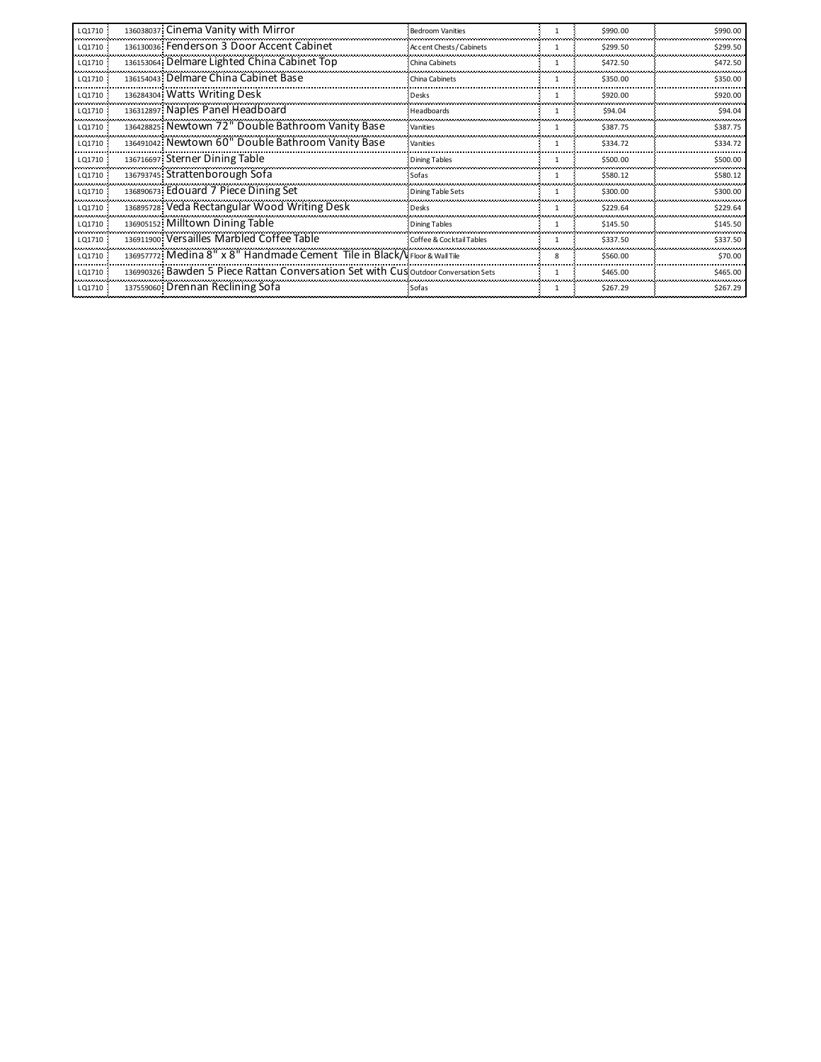| | | | | | | |
|---|---|---|---|---|---|---|
| LQ1710 | 136038037 | Cinema Vanity with Mirror | Bedroom Vanities | 1 | $990.00 | $990.00 |
| LQ1710 | 136130036 | Fenderson 3 Door Accent Cabinet | Accent Chests / Cabinets | 1 | $299.50 | $299.50 |
| LQ1710 | 136153064 | Delmare Lighted China Cabinet Top | China Cabinets | 1 | $472.50 | $472.50 |
| LQ1710 | 136154043 | Delmare China Cabinet Base | China Cabinets | 1 | $350.00 | $350.00 |
| LQ1710 | 136284304 | Watts Writing Desk | Desks | 1 | $920.00 | $920.00 |
| LQ1710 | 136312897 | Naples Panel Headboard | Headboards | 1 | $94.04 | $94.04 |
| LQ1710 | 136428825 | Newtown 72" Double Bathroom Vanity Base | Vanities | 1 | $387.75 | $387.75 |
| LQ1710 | 136491042 | Newtown 60" Double Bathroom Vanity Base | Vanities | 1 | $334.72 | $334.72 |
| LQ1710 | 136716697 | Sterner Dining Table | Dining Tables | 1 | $500.00 | $500.00 |
| LQ1710 | 136793745 | Strattenborough Sofa | Sofas | 1 | $580.12 | $580.12 |
| LQ1710 | 136890673 | Edouard 7 Piece Dining Set | Dining Table Sets | 1 | $300.00 | $300.00 |
| LQ1710 | 136895728 | Veda Rectangular Wood Writing Desk | Desks | 1 | $229.64 | $229.64 |
| LQ1710 | 136905152 | Milltown Dining Table | Dining Tables | 1 | $145.50 | $145.50 |
| LQ1710 | 136911900 | Versailles Marbled Coffee Table | Coffee & Cocktail Tables | 1 | $337.50 | $337.50 |
| LQ1710 | 136957772 | Medina 8" x 8" Handmade Cement Tile in Black/V | Floor & Wall Tile | 8 | $560.00 | $70.00 |
| LQ1710 | 136990326 | Bawden 5 Piece Rattan Conversation Set with Cus | Outdoor Conversation Sets | 1 | $465.00 | $465.00 |
| LQ1710 | 137559060 | Drennan Reclining Sofa | Sofas | 1 | $267.29 | $267.29 |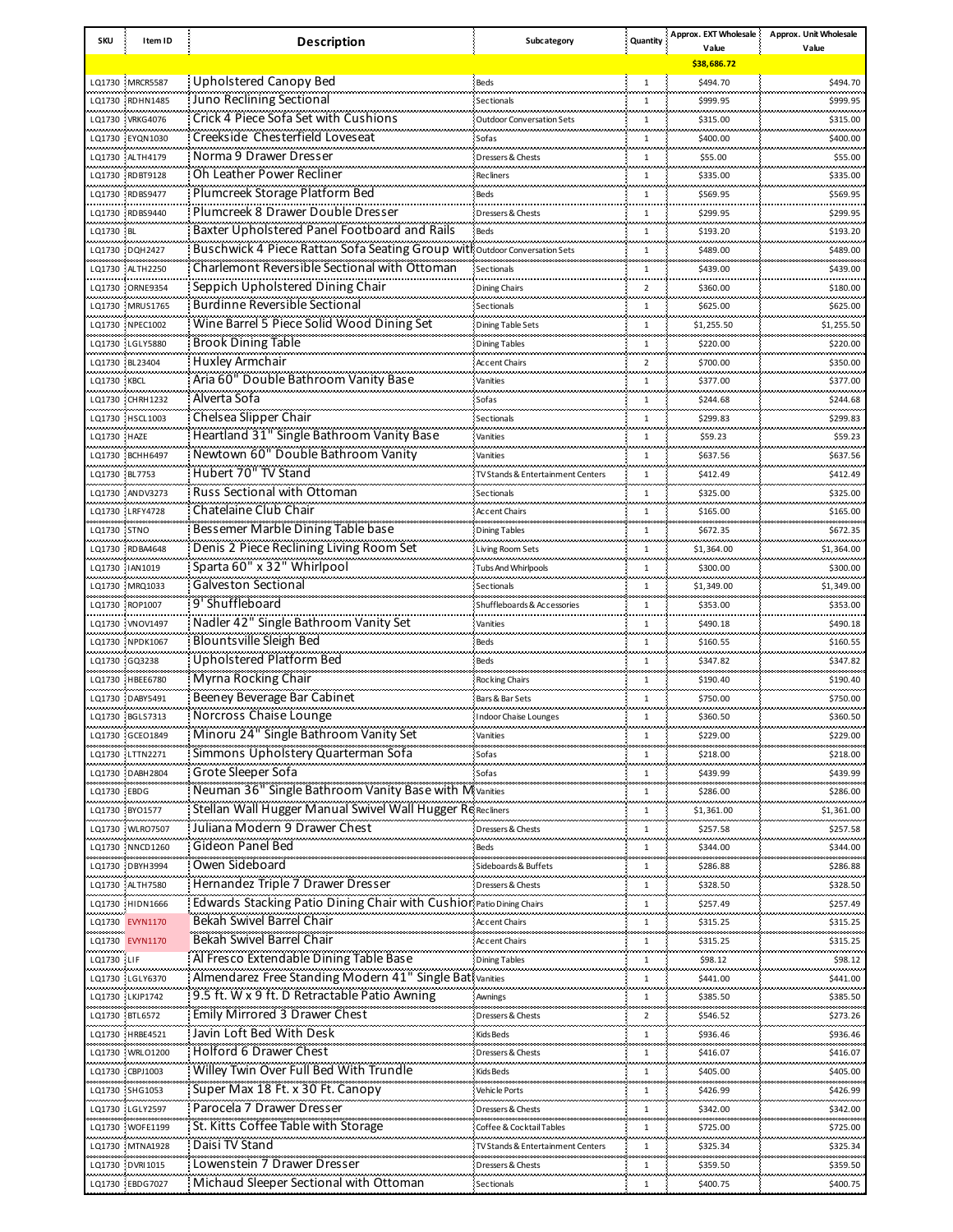| SKU | Item ID | Description | Subcategory | Quantity | Approx. EXT Wholesale Value | Approx. Unit Wholesale Value |
|---|---|---|---|---|---|---|
| | | | | | $38,686.72 | |
| LQ1730 | MRCR5587 | Upholstered Canopy Bed | Beds | 1 | $494.70 | $494.70 |
| LQ1730 | RDHN1485 | Juno Reclining Sectional | Sectionals | 1 | $999.95 | $999.95 |
| LQ1730 | VRKG4076 | Crick 4 Piece Sofa Set with Cushions | Outdoor Conversation Sets | 1 | $315.00 | $315.00 |
| LQ1730 | EYQN1030 | Creekside Chesterfield Loveseat | Sofas | 1 | $400.00 | $400.00 |
| LQ1730 | ALTH4179 | Norma 9 Drawer Dresser | Dressers & Chests | 1 | $55.00 | $55.00 |
| LQ1730 | RDBT9128 | Oh Leather Power Recliner | Recliners | 1 | $335.00 | $335.00 |
| LQ1730 | RDBS9477 | Plumcreek Storage Platform Bed | Beds | 1 | $569.95 | $569.95 |
| LQ1730 | RDBS9440 | Plumcreek 8 Drawer Double Dresser | Dressers & Chests | 1 | $299.95 | $299.95 |
| LQ1730 | BL | Baxter Upholstered Panel Footboard and Rails | Beds | 1 | $193.20 | $193.20 |
| LQ1730 | DQH2427 | Buschwick 4 Piece Rattan Sofa Seating Group wit | Outdoor Conversation Sets | 1 | $489.00 | $489.00 |
| LQ1730 | ALTH2250 | Charlemont Reversible Sectional with Ottoman | Sectionals | 1 | $439.00 | $439.00 |
| LQ1730 | ORNE9354 | Seppich Upholstered Dining Chair | Dining Chairs | 2 | $360.00 | $180.00 |
| LQ1730 | MRUS1765 | Burdinne Reversible Sectional | Sectionals | 1 | $625.00 | $625.00 |
| LQ1730 | NPEC1002 | Wine Barrel 5 Piece Solid Wood Dining Set | Dining Table Sets | 1 | $1,255.50 | $1,255.50 |
| LQ1730 | LGLY5880 | Brook Dining Table | Dining Tables | 1 | $220.00 | $220.00 |
| LQ1730 | BL23404 | Huxley Armchair | Accent Chairs | 2 | $700.00 | $350.00 |
| LQ1730 | KBCL | Aria 60" Double Bathroom Vanity Base | Vanities | 1 | $377.00 | $377.00 |
| LQ1730 | CHRH1232 | Alverta Sofa | Sofas | 1 | $244.68 | $244.68 |
| LQ1730 | HSCL1003 | Chelsea Slipper Chair | Sectionals | 1 | $299.83 | $299.83 |
| LQ1730 | HAZE | Heartland 31" Single Bathroom Vanity Base | Vanities | 1 | $59.23 | $59.23 |
| LQ1730 | BCHH6497 | Newtown 60" Double Bathroom Vanity | Vanities | 1 | $637.56 | $637.56 |
| LQ1730 | BL7753 | Hubert 70" TV Stand | TV Stands & Entertainment Centers | 1 | $412.49 | $412.49 |
| LQ1730 | ANDV3273 | Russ Sectional with Ottoman | Sectionals | 1 | $325.00 | $325.00 |
| LQ1730 | LRFY4728 | Chatelaine Club Chair | Accent Chairs | 1 | $165.00 | $165.00 |
| LQ1730 | STNO | Bessemer Marble Dining Table base | Dining Tables | 1 | $672.35 | $672.35 |
| LQ1730 | RDBA4648 | Denis 2 Piece Reclining Living Room Set | Living Room Sets | 1 | $1,364.00 | $1,364.00 |
| LQ1730 | IAN1019 | Sparta 60" x 32" Whirlpool | Tubs And Whirlpools | 1 | $300.00 | $300.00 |
| LQ1730 | MRQ1033 | Galveston Sectional | Sectionals | 1 | $1,349.00 | $1,349.00 |
| LQ1730 | ROP1007 | 9' Shuffleboard | Shuffleboards & Accessories | 1 | $353.00 | $353.00 |
| LQ1730 | VNOV1497 | Nadler 42" Single Bathroom Vanity Set | Vanities | 1 | $490.18 | $490.18 |
| LQ1730 | NPDK1067 | Blountsville Sleigh Bed | Beds | 1 | $160.55 | $160.55 |
| LQ1730 | GQ3238 | Upholstered Platform Bed | Beds | 1 | $347.82 | $347.82 |
| LQ1730 | HBEE6780 | Myrna Rocking Chair | Rocking Chairs | 1 | $190.40 | $190.40 |
| LQ1730 | DABY5491 | Beeney Beverage Bar Cabinet | Bars & Bar Sets | 1 | $750.00 | $750.00 |
| LQ1730 | BGLS7313 | Norcross Chaise Lounge | Indoor Chaise Lounges | 1 | $360.50 | $360.50 |
| LQ1730 | GCEO1849 | Minoru 24" Single Bathroom Vanity Set | Vanities | 1 | $229.00 | $229.00 |
| LQ1730 | LTTN2271 | Simmons Upholstery Quarterman Sofa | Sofas | 1 | $218.00 | $218.00 |
| LQ1730 | DABH2804 | Grote Sleeper Sofa | Sofas | 1 | $439.99 | $439.99 |
| LQ1730 | EBDG | Neuman 36" Single Bathroom Vanity Base with M | Vanities | 1 | $286.00 | $286.00 |
| LQ1730 | BYO1577 | Stellan Wall Hugger Manual Swivel Wall Hugger Re | Recliners | 1 | $1,361.00 | $1,361.00 |
| LQ1730 | WLRO7507 | Juliana Modern 9 Drawer Chest | Dressers & Chests | 1 | $257.58 | $257.58 |
| LQ1730 | NNCD1260 | Gideon Panel Bed | Beds | 1 | $344.00 | $344.00 |
| LQ1730 | DBYH3994 | Owen Sideboard | Sideboards & Buffets | 1 | $286.88 | $286.88 |
| LQ1730 | ALTH7580 | Hernandez Triple 7 Drawer Dresser | Dressers & Chests | 1 | $328.50 | $328.50 |
| LQ1730 | HIDN1666 | Edwards Stacking Patio Dining Chair with Cushion | Patio Dining Chairs | 1 | $257.49 | $257.49 |
| LQ1730 | EVYN1170 | Bekah Swivel Barrel Chair | Accent Chairs | 1 | $315.25 | $315.25 |
| LQ1730 | EVYN1170 | Bekah Swivel Barrel Chair | Accent Chairs | 1 | $315.25 | $315.25 |
| LQ1730 | LIF | Al Fresco Extendable Dining Table Base | Dining Tables | 1 | $98.12 | $98.12 |
| LQ1730 | LGLY6370 | Almendarez Free Standing Modern 41" Single Bat | Vanities | 1 | $441.00 | $441.00 |
| LQ1730 | LKJP1742 | 9.5 ft. W x 9 ft. D Retractable Patio Awning | Awnings | 1 | $385.50 | $385.50 |
| LQ1730 | BTL6572 | Emily Mirrored 3 Drawer Chest | Dressers & Chests | 2 | $546.52 | $273.26 |
| LQ1730 | HRBE4521 | Javin Loft Bed With Desk | Kids Beds | 1 | $936.46 | $936.46 |
| LQ1730 | WRLO1200 | Holford 6 Drawer Chest | Dressers & Chests | 1 | $416.07 | $416.07 |
| LQ1730 | CBPJ1003 | Willey Twin Over Full Bed With Trundle | Kids Beds | 1 | $405.00 | $405.00 |
| LQ1730 | SHG1053 | Super Max 18 Ft. x 30 Ft. Canopy | Vehicle Ports | 1 | $426.99 | $426.99 |
| LQ1730 | LGLY2597 | Parocela 7 Drawer Dresser | Dressers & Chests | 1 | $342.00 | $342.00 |
| LQ1730 | WOFE1199 | St. Kitts Coffee Table with Storage | Coffee & Cocktail Tables | 1 | $725.00 | $725.00 |
| LQ1730 | MTNA1928 | Daisi TV Stand | TV Stands & Entertainment Centers | 1 | $325.34 | $325.34 |
| LQ1730 | DVRI1015 | Lowenstein 7 Drawer Dresser | Dressers & Chests | 1 | $359.50 | $359.50 |
| LQ1730 | EBDG7027 | Michaud Sleeper Sectional with Ottoman | Sectionals | 1 | $400.75 | $400.75 |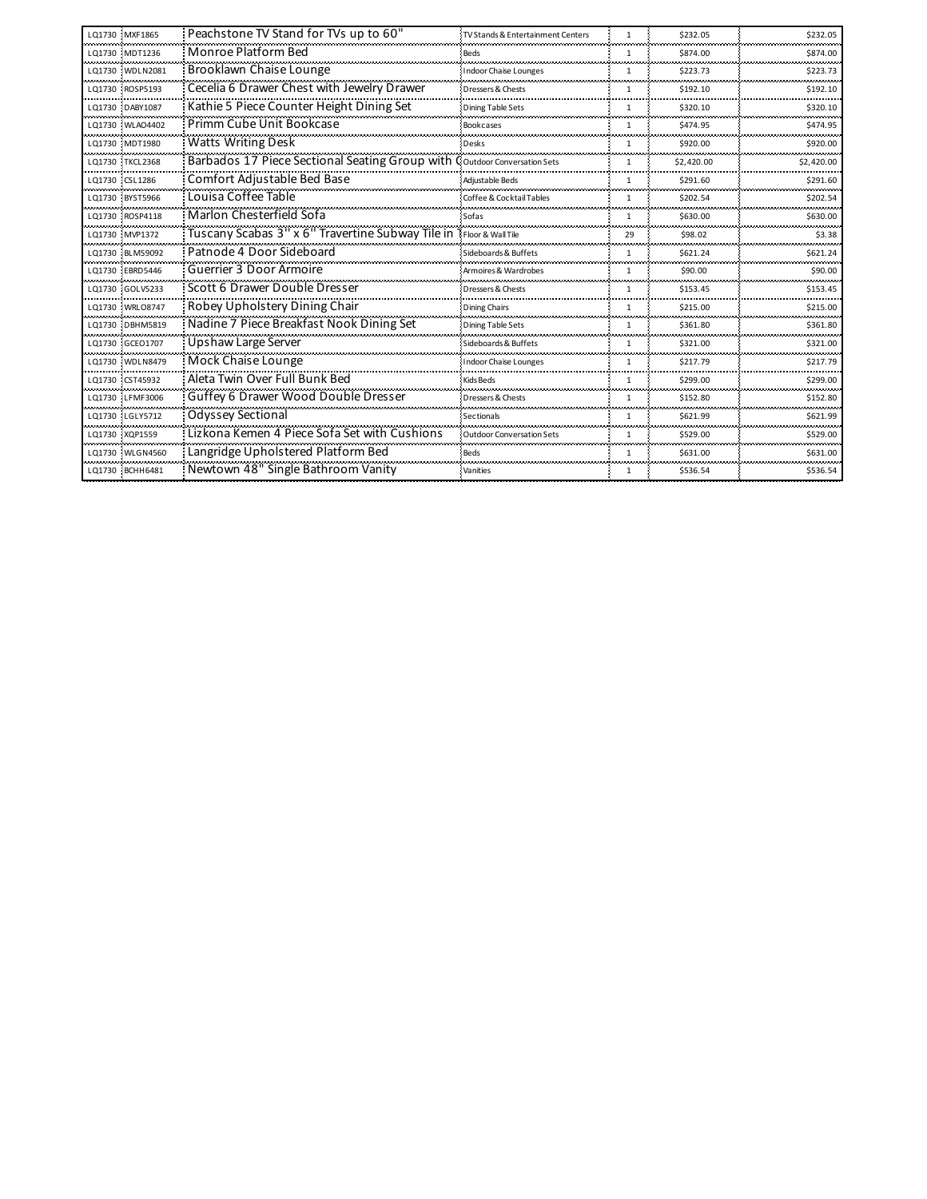| | | | | | | |
|---|---|---|---|---|---|---|
| LQ1730 | MXF1865 | Peachstone TV Stand for TVs up to 60" | TV Stands & Entertainment Centers | 1 | $232.05 | $232.05 |
| LQ1730 | MDT1236 | Monroe Platform Bed | Beds | 1 | $874.00 | $874.00 |
| LQ1730 | WDLN2081 | Brooklawn Chaise Lounge | Indoor Chaise Lounges | 1 | $223.73 | $223.73 |
| LQ1730 | ROSP5193 | Cecelia 6 Drawer Chest with Jewelry Drawer | Dressers & Chests | 1 | $192.10 | $192.10 |
| LQ1730 | DABY1087 | Kathie 5 Piece Counter Height Dining Set | Dining Table Sets | 1 | $320.10 | $320.10 |
| LQ1730 | WLAO4402 | Primm Cube Unit Bookcase | Bookcases | 1 | $474.95 | $474.95 |
| LQ1730 | MDT1980 | Watts Writing Desk | Desks | 1 | $920.00 | $920.00 |
| LQ1730 | TKCL2368 | Barbados 17 Piece Sectional Seating Group with C | Outdoor Conversation Sets | 1 | $2,420.00 | $2,420.00 |
| LQ1730 | CSL1286 | Comfort Adjustable Bed Base | Adjustable Beds | 1 | $291.60 | $291.60 |
| LQ1730 | BYST5966 | Louisa Coffee Table | Coffee & Cocktail Tables | 1 | $202.54 | $202.54 |
| LQ1730 | ROSP4118 | Marlon Chesterfield Sofa | Sofas | 1 | $630.00 | $630.00 |
| LQ1730 | MVP1372 | Tuscany Scabas 3" x 6" Travertine Subway Tile in | Floor & Wall Tile | 29 | $98.02 | $3.38 |
| LQ1730 | BLMS9092 | Patnode 4 Door Sideboard | Sideboards & Buffets | 1 | $621.24 | $621.24 |
| LQ1730 | EBRD5446 | Guerrier 3 Door Armoire | Armoires & Wardrobes | 1 | $90.00 | $90.00 |
| LQ1730 | GOLV5233 | Scott 6 Drawer Double Dresser | Dressers & Chests | 1 | $153.45 | $153.45 |
| LQ1730 | WRLO8747 | Robey Upholstery Dining Chair | Dining Chairs | 1 | $215.00 | $215.00 |
| LQ1730 | DBHM5819 | Nadine 7 Piece Breakfast Nook Dining Set | Dining Table Sets | 1 | $361.80 | $361.80 |
| LQ1730 | GCEO1707 | Upshaw Large Server | Sideboards & Buffets | 1 | $321.00 | $321.00 |
| LQ1730 | WDLN8479 | Mock Chaise Lounge | Indoor Chaise Lounges | 1 | $217.79 | $217.79 |
| LQ1730 | CST45932 | Aleta Twin Over Full Bunk Bed | Kids Beds | 1 | $299.00 | $299.00 |
| LQ1730 | LFMF3006 | Guffey 6 Drawer Wood Double Dresser | Dressers & Chests | 1 | $152.80 | $152.80 |
| LQ1730 | LGLY5712 | Odyssey Sectional | Sectionals | 1 | $621.99 | $621.99 |
| LQ1730 | XQP1559 | Lizkona Kemen 4 Piece Sofa Set with Cushions | Outdoor Conversation Sets | 1 | $529.00 | $529.00 |
| LQ1730 | WLGN4560 | Langridge Upholstered Platform Bed | Beds | 1 | $631.00 | $631.00 |
| LQ1730 | BCHH6481 | Newtown 48" Single Bathroom Vanity | Vanities | 1 | $536.54 | $536.54 |